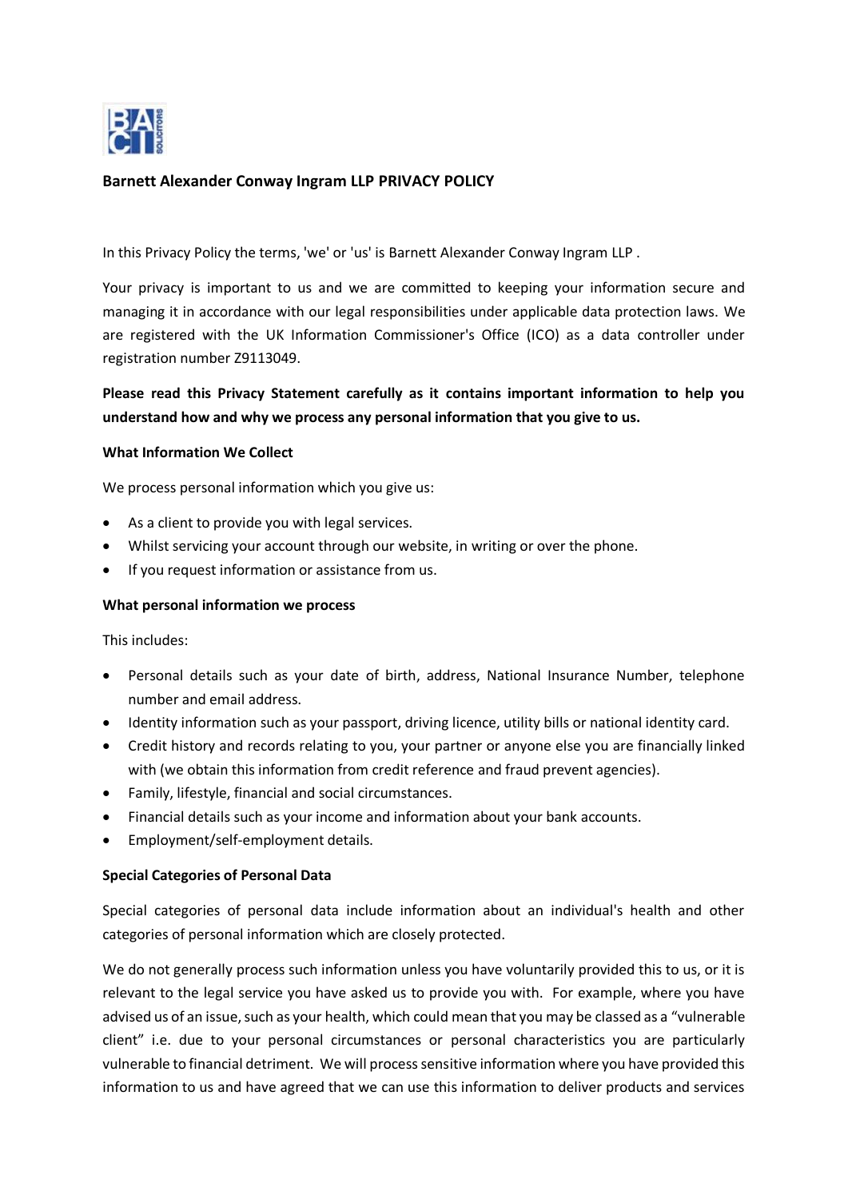## Barnett Alexander Conway Ingram LLP PRIVACY POLICY

In this Privacy Policy the terms, 'we' or 'us' is Barnett Alexander Conway Ingram LLP .

Your privacy is important to us and we are committed to keeping your information secure and managing it in accordance with our legal responsibilities under applicable data protection laws. We are registered with the UK Information Commissioner's Office (ICO) as a data controller under registration number Z9113049.

**Please read this Privacy Statement carefully as it contains important information to help you understand how and why we process any personal information that you give to us.**

### What Information We Collect

We process personal information which you give us:

- As a client to provide you with legal services.
- Whilst servicing your account through our website, in writing or over the phone.
- If you request information or assistance from us.

### What personal information we process

This includes:

- Personal details such as your date of birth, address, National Insurance Number, telephone number and email address.
- Identity information such as your passport, driving licence, utility bills or national identity card.
- Credit history and records relating to you, your partner or anyone else you are financially linked with (we obtain this information from credit reference and fraud prevent agencies).
- Family, lifestyle, financial and social circumstances.
- Financial details such as your income and information about your bank accounts.
- Employment/self-employment details.

### Special Categories of Personal Data

Special categories of personal data include information about an individual's health and other categories of personal information which are closely protected.

We do not generally process such information unless you have voluntarily provided this to us, or it is relevant to the legal service you have asked us to provide you with. For example, where you have advised us of an issue, such as your health, which could mean that you may be classed as a "vulnerable client" i.e. due to your personal circumstances or personal characteristics you are particularly vulnerable to financial detriment. We will process sensitive information where you have provided this information to us and have agreed that we can use this information to deliver products and services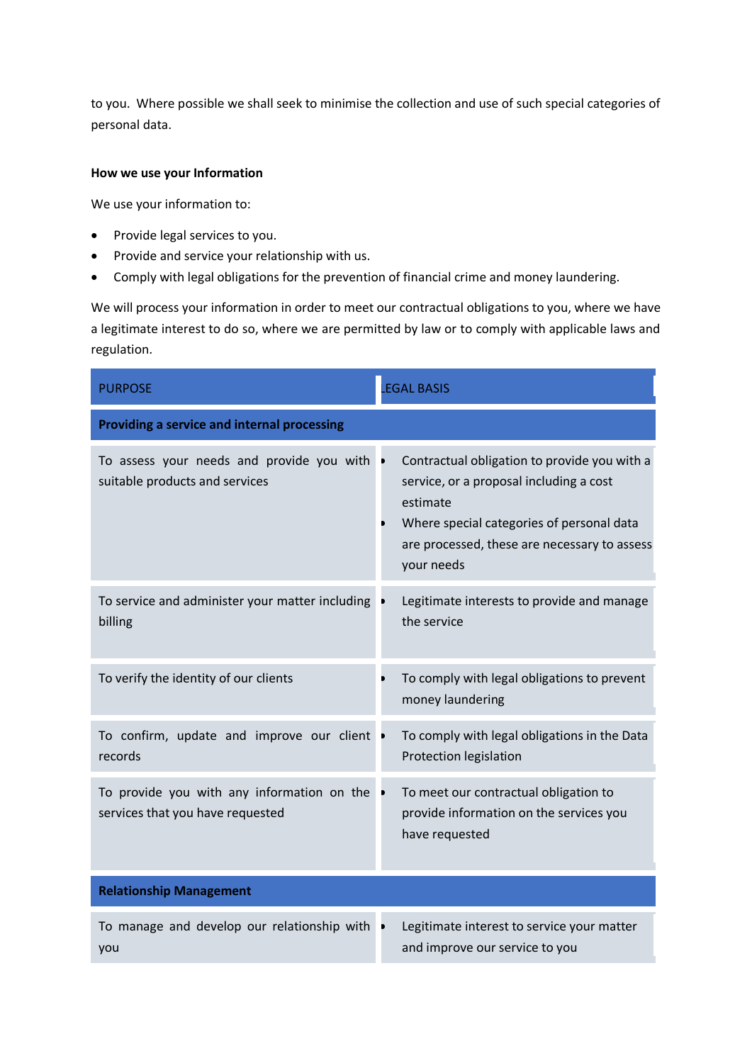to you. Where possible we shall seek to minimise the collection and use of such special categories of personal data.

**How we use your Information**

We use your information to:

- Provide legal services to you.
- Provide and service your relationship with us.
- Comply with legal obligations for the prevention of financial crime and money laundering.

We will process your information in order to meet our contractual obligations to you, where we have a legitimate interest to do so, where we are permitted by law or to comply with applicable laws and regulation.

| PURPOSE | LEGAL BASIS |
|---|---|
| **Providing a service and internal processing** | |
| To assess your needs and provide you with suitable products and services | • Contractual obligation to provide you with a service, or a proposal including a cost estimate<br>• Where special categories of personal data are processed, these are necessary to assess your needs |
| To service and administer your matter including billing | • Legitimate interests to provide and manage the service |
| To verify the identity of our clients | • To comply with legal obligations to prevent money laundering |
| To confirm, update and improve our client records | • To comply with legal obligations in the Data Protection legislation |
| To provide you with any information on the services that you have requested | • To meet our contractual obligation to provide information on the services you have requested |
| **Relationship Management** | |
| To manage and develop our relationship with you | • Legitimate interest to service your matter and improve our service to you |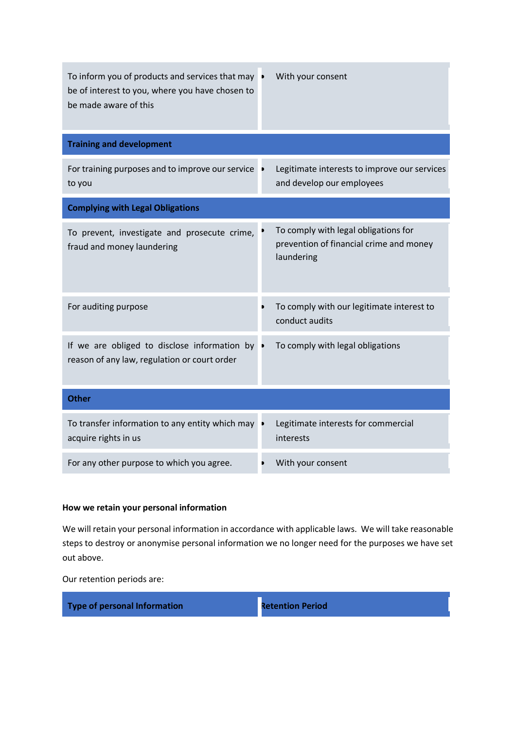| | |
|---|---|
| To inform you of products and services that may be of interest to you, where you have chosen to be made aware of this | • With your consent |
| **Training and development** | |
| For training purposes and to improve our service to you | • Legitimate interests to improve our services and develop our employees |
| **Complying with Legal Obligations** | |
| To prevent, investigate and prosecute crime, fraud and money laundering | • To comply with legal obligations for prevention of financial crime and money laundering |
| For auditing purpose | • To comply with our legitimate interest to conduct audits |
| If we are obliged to disclose information by reason of any law, regulation or court order | • To comply with legal obligations |
| **Other** | |
| To transfer information to any entity which may acquire rights in us | • Legitimate interests for commercial interests |
| For any other purpose to which you agree. | • With your consent |

**How we retain your personal information**

We will retain your personal information in accordance with applicable laws. We will take reasonable steps to destroy or anonymise personal information we no longer need for the purposes we have set out above.

Our retention periods are:

| Type of personal Information | Retention Period |
|---|---|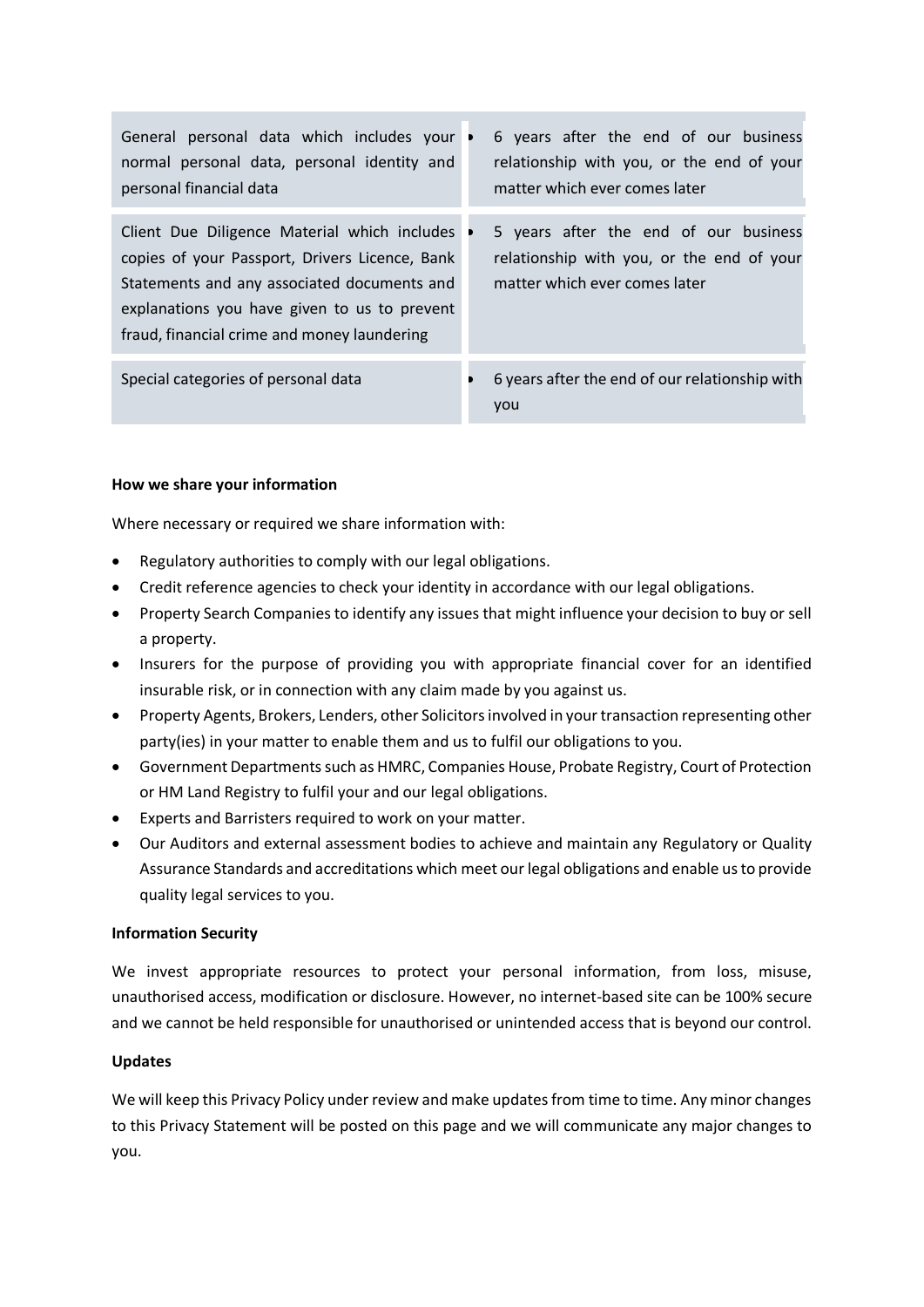| | |
|---|---|
| General personal data which includes your normal personal data, personal identity and personal financial data | • 6 years after the end of our business relationship with you, or the end of your matter which ever comes later |
| Client Due Diligence Material which includes copies of your Passport, Drivers Licence, Bank Statements and any associated documents and explanations you have given to us to prevent fraud, financial crime and money laundering | • 5 years after the end of our business relationship with you, or the end of your matter which ever comes later |
| Special categories of personal data | • 6 years after the end of our relationship with you |

**How we share your information**

Where necessary or required we share information with:

- Regulatory authorities to comply with our legal obligations.
- Credit reference agencies to check your identity in accordance with our legal obligations.
- Property Search Companies to identify any issues that might influence your decision to buy or sell a property.
- Insurers for the purpose of providing you with appropriate financial cover for an identified insurable risk, or in connection with any claim made by you against us.
- Property Agents, Brokers, Lenders, other Solicitors involved in your transaction representing other party(ies) in your matter to enable them and us to fulfil our obligations to you.
- Government Departments such as HMRC, Companies House, Probate Registry, Court of Protection or HM Land Registry to fulfil your and our legal obligations.
- Experts and Barristers required to work on your matter.
- Our Auditors and external assessment bodies to achieve and maintain any Regulatory or Quality Assurance Standards and accreditations which meet our legal obligations and enable us to provide quality legal services to you.

**Information Security**

We invest appropriate resources to protect your personal information, from loss, misuse, unauthorised access, modification or disclosure. However, no internet-based site can be 100% secure and we cannot be held responsible for unauthorised or unintended access that is beyond our control.

**Updates**

We will keep this Privacy Policy under review and make updates from time to time. Any minor changes to this Privacy Statement will be posted on this page and we will communicate any major changes to you.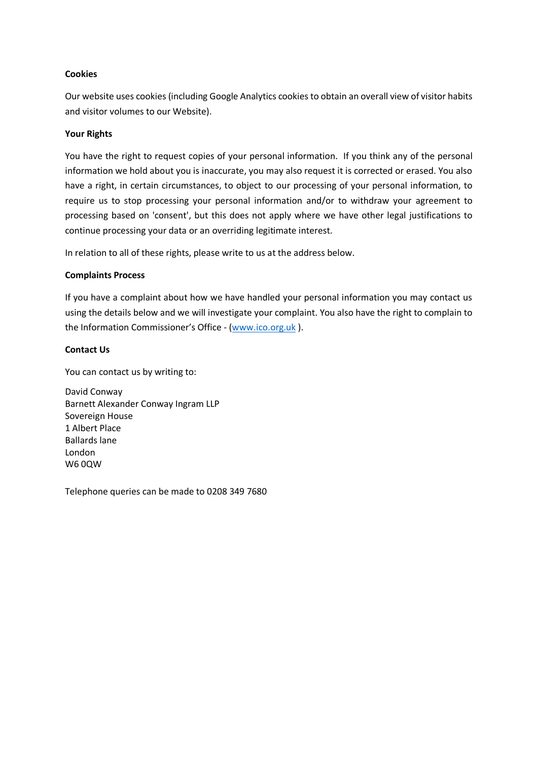**Cookies**

Our website uses cookies (including Google Analytics cookies to obtain an overall view of visitor habits and visitor volumes to our Website).

**Your Rights**

You have the right to request copies of your personal information. If you think any of the personal information we hold about you is inaccurate, you may also request it is corrected or erased. You also have a right, in certain circumstances, to object to our processing of your personal information, to require us to stop processing your personal information and/or to withdraw your agreement to processing based on 'consent', but this does not apply where we have other legal justifications to continue processing your data or an overriding legitimate interest.

In relation to all of these rights, please write to us at the address below.

**Complaints Process**

If you have a complaint about how we have handled your personal information you may contact us using the details below and we will investigate your complaint. You also have the right to complain to the Information Commissioner's Office - ([www.ico.org.uk](http://www.ico.org.uk) ).

**Contact Us**

You can contact us by writing to:

David Conway
Barnett Alexander Conway Ingram LLP
Sovereign House
1 Albert Place
Ballards lane
London
W6 0QW

Telephone queries can be made to 0208 349 7680